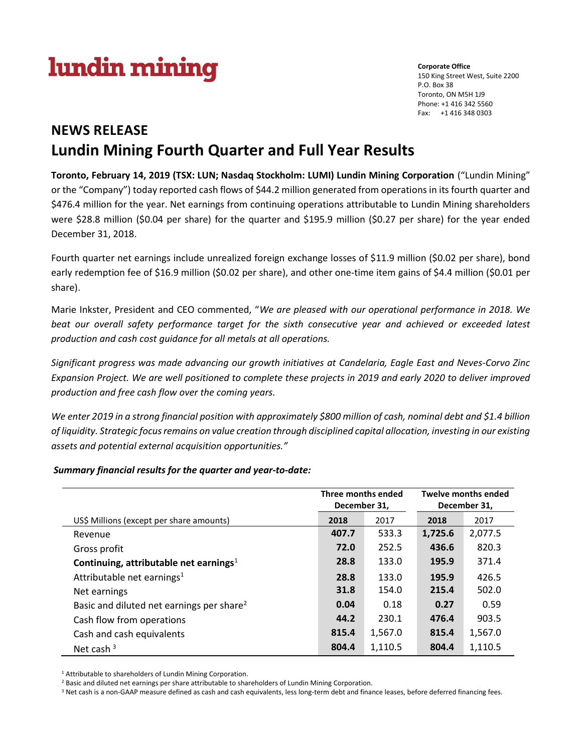lundin mining

**Corporate Office**
150 King Street West, Suite 2200
P.O. Box 38
Toronto, ON M5H 1J9
Phone: +1 416 342 5560
Fax: +1 416 348 0303

# NEWS RELEASE
# Lundin Mining Fourth Quarter and Full Year Results

**Toronto, February 14, 2019 (TSX: LUN; Nasdaq Stockholm: LUMI) Lundin Mining Corporation** ("Lundin Mining" or the "Company") today reported cash flows of $44.2 million generated from operations in its fourth quarter and $476.4 million for the year. Net earnings from continuing operations attributable to Lundin Mining shareholders were $28.8 million ($0.04 per share) for the quarter and $195.9 million ($0.27 per share) for the year ended December 31, 2018.

Fourth quarter net earnings include unrealized foreign exchange losses of $11.9 million ($0.02 per share), bond early redemption fee of $16.9 million ($0.02 per share), and other one-time item gains of $4.4 million ($0.01 per share).

Marie Inkster, President and CEO commented, "*We are pleased with our operational performance in 2018. We beat our overall safety performance target for the sixth consecutive year and achieved or exceeded latest production and cash cost guidance for all metals at all operations.*

*Significant progress was made advancing our growth initiatives at Candelaria, Eagle East and Neves-Corvo Zinc Expansion Project. We are well positioned to complete these projects in 2019 and early 2020 to deliver improved production and free cash flow over the coming years.*

*We enter 2019 in a strong financial position with approximately $800 million of cash, nominal debt and $1.4 billion of liquidity. Strategic focus remains on value creation through disciplined capital allocation, investing in our existing assets and potential external acquisition opportunities."*

***Summary financial results for the quarter and year-to-date:***

| | Three months ended December 31, | | Twelve months ended December 31, | |
|---|---|---|---|---|
| US$ Millions (except per share amounts) | **2018** | 2017 | **2018** | 2017 |
| Revenue | **407.7** | 533.3 | **1,725.6** | 2,077.5 |
| Gross profit | **72.0** | 252.5 | **436.6** | 820.3 |
| **Continuing, attributable net earnings**[1] | **28.8** | 133.0 | **195.9** | 371.4 |
| Attributable net earnings[1] | **28.8** | 133.0 | **195.9** | 426.5 |
| Net earnings | **31.8** | 154.0 | **215.4** | 502.0 |
| Basic and diluted net earnings per share[2] | **0.04** | 0.18 | **0.27** | 0.59 |
| Cash flow from operations | **44.2** | 230.1 | **476.4** | 903.5 |
| Cash and cash equivalents | **815.4** | 1,567.0 | **815.4** | 1,567.0 |
| Net cash [3] | **804.4** | 1,110.5 | **804.4** | 1,110.5 |

[1] Attributable to shareholders of Lundin Mining Corporation.
[2] Basic and diluted net earnings per share attributable to shareholders of Lundin Mining Corporation.
[3] Net cash is a non-GAAP measure defined as cash and cash equivalents, less long-term debt and finance leases, before deferred financing fees.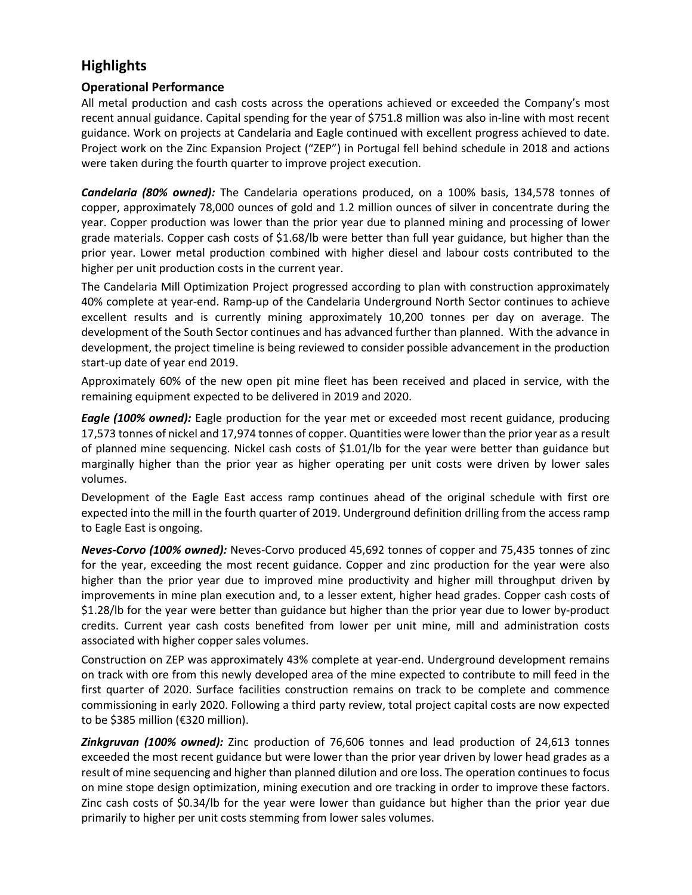## Highlights

### Operational Performance

All metal production and cash costs across the operations achieved or exceeded the Company's most recent annual guidance. Capital spending for the year of $751.8 million was also in-line with most recent guidance. Work on projects at Candelaria and Eagle continued with excellent progress achieved to date. Project work on the Zinc Expansion Project ("ZEP") in Portugal fell behind schedule in 2018 and actions were taken during the fourth quarter to improve project execution.

***Candelaria (80% owned):*** The Candelaria operations produced, on a 100% basis, 134,578 tonnes of copper, approximately 78,000 ounces of gold and 1.2 million ounces of silver in concentrate during the year. Copper production was lower than the prior year due to planned mining and processing of lower grade materials. Copper cash costs of $1.68/lb were better than full year guidance, but higher than the prior year. Lower metal production combined with higher diesel and labour costs contributed to the higher per unit production costs in the current year.

The Candelaria Mill Optimization Project progressed according to plan with construction approximately 40% complete at year-end. Ramp-up of the Candelaria Underground North Sector continues to achieve excellent results and is currently mining approximately 10,200 tonnes per day on average. The development of the South Sector continues and has advanced further than planned. With the advance in development, the project timeline is being reviewed to consider possible advancement in the production start-up date of year end 2019.

Approximately 60% of the new open pit mine fleet has been received and placed in service, with the remaining equipment expected to be delivered in 2019 and 2020.

***Eagle (100% owned):*** Eagle production for the year met or exceeded most recent guidance, producing 17,573 tonnes of nickel and 17,974 tonnes of copper. Quantities were lower than the prior year as a result of planned mine sequencing. Nickel cash costs of $1.01/lb for the year were better than guidance but marginally higher than the prior year as higher operating per unit costs were driven by lower sales volumes.

Development of the Eagle East access ramp continues ahead of the original schedule with first ore expected into the mill in the fourth quarter of 2019. Underground definition drilling from the access ramp to Eagle East is ongoing.

***Neves-Corvo (100% owned):*** Neves-Corvo produced 45,692 tonnes of copper and 75,435 tonnes of zinc for the year, exceeding the most recent guidance. Copper and zinc production for the year were also higher than the prior year due to improved mine productivity and higher mill throughput driven by improvements in mine plan execution and, to a lesser extent, higher head grades. Copper cash costs of $1.28/lb for the year were better than guidance but higher than the prior year due to lower by-product credits. Current year cash costs benefited from lower per unit mine, mill and administration costs associated with higher copper sales volumes.

Construction on ZEP was approximately 43% complete at year-end. Underground development remains on track with ore from this newly developed area of the mine expected to contribute to mill feed in the first quarter of 2020. Surface facilities construction remains on track to be complete and commence commissioning in early 2020. Following a third party review, total project capital costs are now expected to be $385 million (€320 million).

***Zinkgruvan (100% owned):*** Zinc production of 76,606 tonnes and lead production of 24,613 tonnes exceeded the most recent guidance but were lower than the prior year driven by lower head grades as a result of mine sequencing and higher than planned dilution and ore loss. The operation continues to focus on mine stope design optimization, mining execution and ore tracking in order to improve these factors. Zinc cash costs of $0.34/lb for the year were lower than guidance but higher than the prior year due primarily to higher per unit costs stemming from lower sales volumes.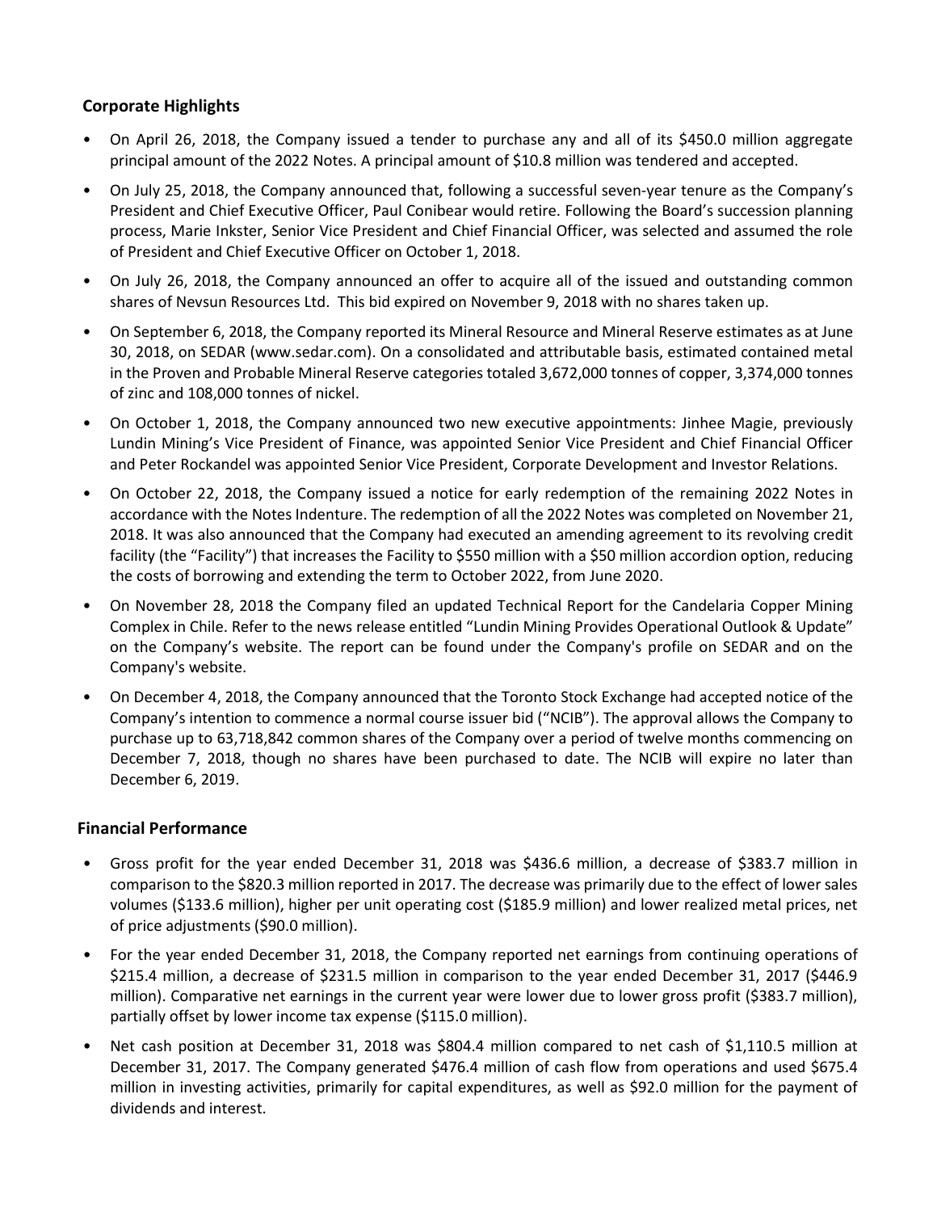## Corporate Highlights

- On April 26, 2018, the Company issued a tender to purchase any and all of its $450.0 million aggregate principal amount of the 2022 Notes. A principal amount of $10.8 million was tendered and accepted.
- On July 25, 2018, the Company announced that, following a successful seven-year tenure as the Company's President and Chief Executive Officer, Paul Conibear would retire. Following the Board's succession planning process, Marie Inkster, Senior Vice President and Chief Financial Officer, was selected and assumed the role of President and Chief Executive Officer on October 1, 2018.
- On July 26, 2018, the Company announced an offer to acquire all of the issued and outstanding common shares of Nevsun Resources Ltd. This bid expired on November 9, 2018 with no shares taken up.
- On September 6, 2018, the Company reported its Mineral Resource and Mineral Reserve estimates as at June 30, 2018, on SEDAR (www.sedar.com). On a consolidated and attributable basis, estimated contained metal in the Proven and Probable Mineral Reserve categories totaled 3,672,000 tonnes of copper, 3,374,000 tonnes of zinc and 108,000 tonnes of nickel.
- On October 1, 2018, the Company announced two new executive appointments: Jinhee Magie, previously Lundin Mining's Vice President of Finance, was appointed Senior Vice President and Chief Financial Officer and Peter Rockandel was appointed Senior Vice President, Corporate Development and Investor Relations.
- On October 22, 2018, the Company issued a notice for early redemption of the remaining 2022 Notes in accordance with the Notes Indenture. The redemption of all the 2022 Notes was completed on November 21, 2018. It was also announced that the Company had executed an amending agreement to its revolving credit facility (the "Facility") that increases the Facility to $550 million with a $50 million accordion option, reducing the costs of borrowing and extending the term to October 2022, from June 2020.
- On November 28, 2018 the Company filed an updated Technical Report for the Candelaria Copper Mining Complex in Chile. Refer to the news release entitled "Lundin Mining Provides Operational Outlook & Update" on the Company's website. The report can be found under the Company's profile on SEDAR and on the Company's website.
- On December 4, 2018, the Company announced that the Toronto Stock Exchange had accepted notice of the Company's intention to commence a normal course issuer bid ("NCIB"). The approval allows the Company to purchase up to 63,718,842 common shares of the Company over a period of twelve months commencing on December 7, 2018, though no shares have been purchased to date. The NCIB will expire no later than December 6, 2019.

## Financial Performance

- Gross profit for the year ended December 31, 2018 was $436.6 million, a decrease of $383.7 million in comparison to the $820.3 million reported in 2017. The decrease was primarily due to the effect of lower sales volumes ($133.6 million), higher per unit operating cost ($185.9 million) and lower realized metal prices, net of price adjustments ($90.0 million).
- For the year ended December 31, 2018, the Company reported net earnings from continuing operations of $215.4 million, a decrease of $231.5 million in comparison to the year ended December 31, 2017 ($446.9 million). Comparative net earnings in the current year were lower due to lower gross profit ($383.7 million), partially offset by lower income tax expense ($115.0 million).
- Net cash position at December 31, 2018 was $804.4 million compared to net cash of $1,110.5 million at December 31, 2017. The Company generated $476.4 million of cash flow from operations and used $675.4 million in investing activities, primarily for capital expenditures, as well as $92.0 million for the payment of dividends and interest.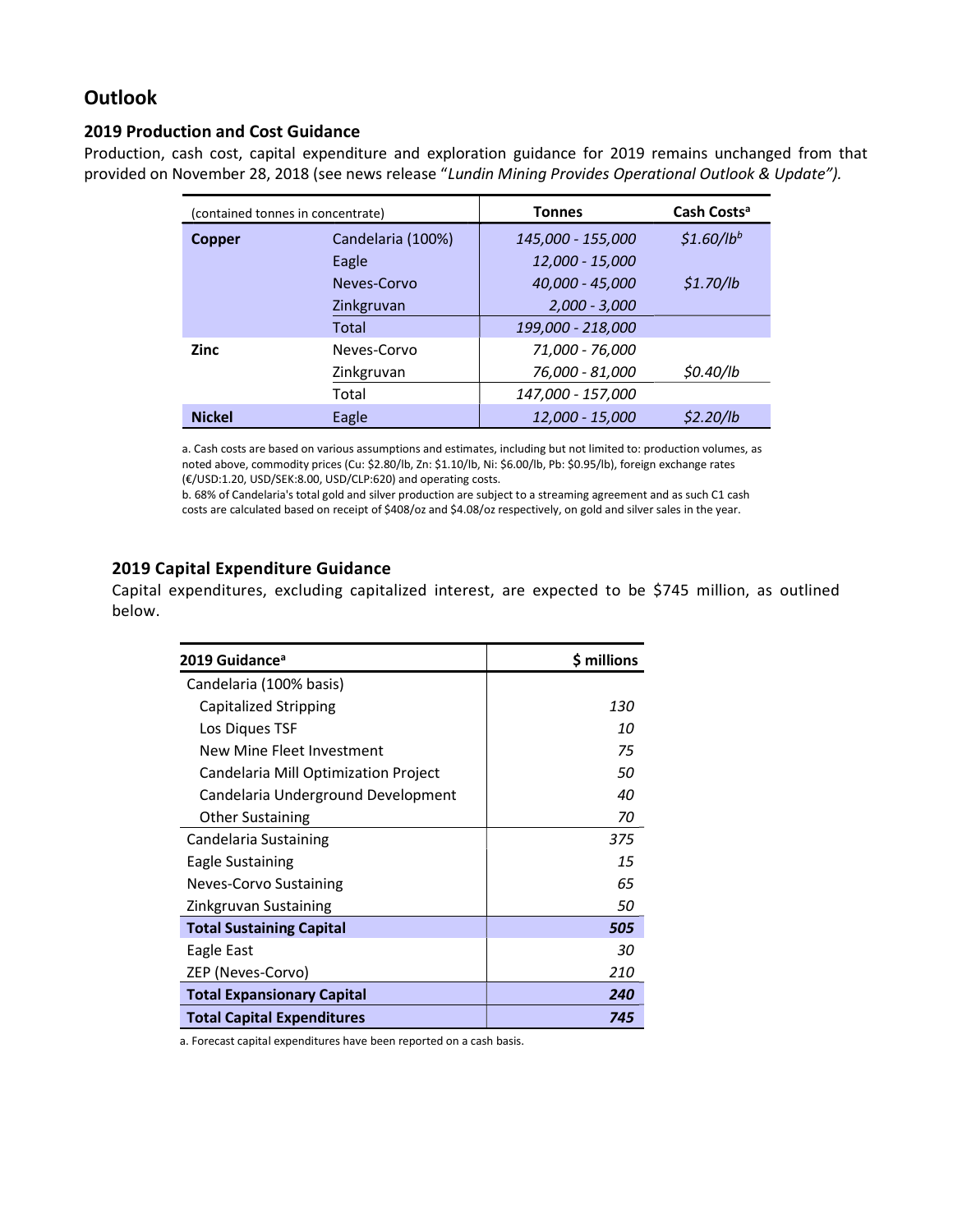# Outlook

## 2019 Production and Cost Guidance

Production, cash cost, capital expenditure and exploration guidance for 2019 remains unchanged from that provided on November 28, 2018 (see news release "*Lundin Mining Provides Operational Outlook & Update").*

| (contained tonnes in concentrate) | | Tonnes | Cash Costs[a] |
|---|---|---|---|
| **Copper** | Candelaria (100%) | *145,000 - 155,000* | *$1.60/lb*[b] |
| | Eagle | *12,000 - 15,000* | |
| | Neves-Corvo | *40,000 - 45,000* | *$1.70/lb* |
| | Zinkgruvan | *2,000 - 3,000* | |
| | Total | *199,000 - 218,000* | |
| **Zinc** | Neves-Corvo | *71,000 - 76,000* | |
| | Zinkgruvan | *76,000 - 81,000* | *$0.40/lb* |
| | Total | *147,000 - 157,000* | |
| **Nickel** | Eagle | *12,000 - 15,000* | *$2.20/lb* |

a. Cash costs are based on various assumptions and estimates, including but not limited to: production volumes, as noted above, commodity prices (Cu: $2.80/lb, Zn: $1.10/lb, Ni: $6.00/lb, Pb: $0.95/lb), foreign exchange rates (€/USD:1.20, USD/SEK:8.00, USD/CLP:620) and operating costs.

b. 68% of Candelaria's total gold and silver production are subject to a streaming agreement and as such C1 cash costs are calculated based on receipt of $408/oz and $4.08/oz respectively, on gold and silver sales in the year.

## 2019 Capital Expenditure Guidance

Capital expenditures, excluding capitalized interest, are expected to be $745 million, as outlined below.

| 2019 Guidance[a] | $ millions |
|---|---|
| Candelaria (100% basis) | |
| Capitalized Stripping | *130* |
| Los Diques TSF | *10* |
| New Mine Fleet Investment | *75* |
| Candelaria Mill Optimization Project | *50* |
| Candelaria Underground Development | *40* |
| Other Sustaining | *70* |
| Candelaria Sustaining | *375* |
| Eagle Sustaining | *15* |
| Neves-Corvo Sustaining | *65* |
| Zinkgruvan Sustaining | *50* |
| **Total Sustaining Capital** | ***505*** |
| Eagle East | *30* |
| ZEP (Neves-Corvo) | *210* |
| **Total Expansionary Capital** | ***240*** |
| **Total Capital Expenditures** | ***745*** |

a. Forecast capital expenditures have been reported on a cash basis.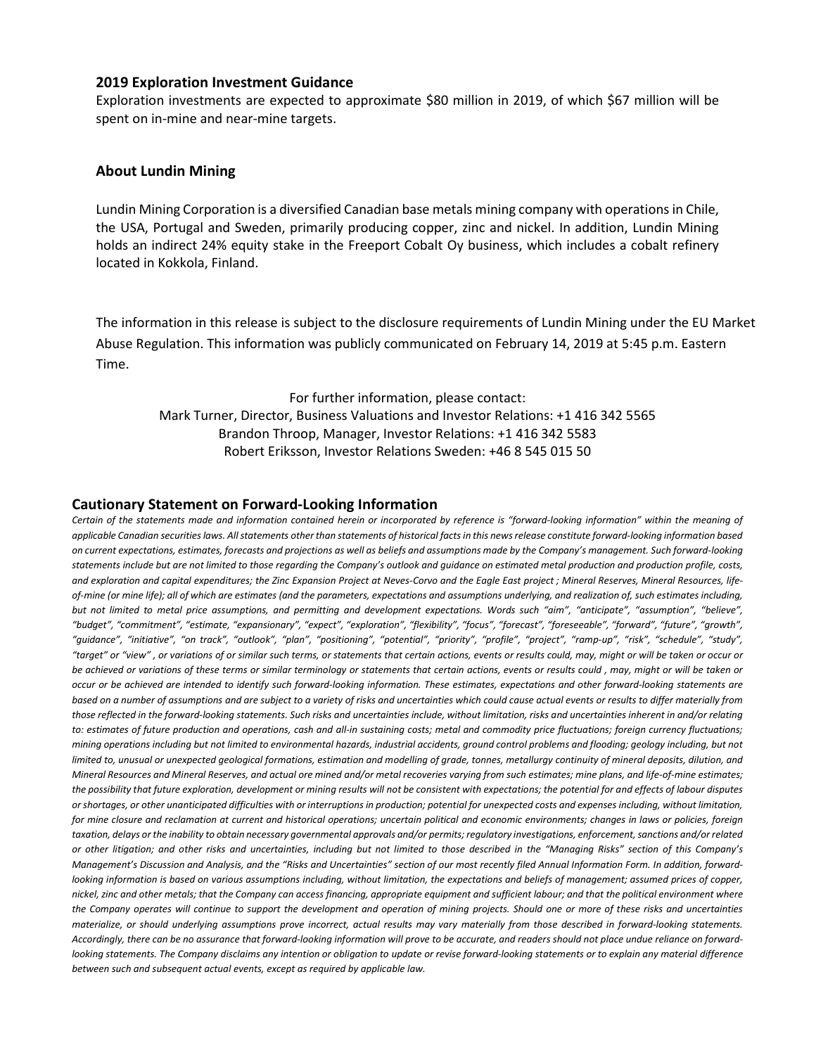## 2019 Exploration Investment Guidance

Exploration investments are expected to approximate $80 million in 2019, of which $67 million will be spent on in-mine and near-mine targets.

## About Lundin Mining

Lundin Mining Corporation is a diversified Canadian base metals mining company with operations in Chile, the USA, Portugal and Sweden, primarily producing copper, zinc and nickel. In addition, Lundin Mining holds an indirect 24% equity stake in the Freeport Cobalt Oy business, which includes a cobalt refinery located in Kokkola, Finland.

The information in this release is subject to the disclosure requirements of Lundin Mining under the EU Market Abuse Regulation. This information was publicly communicated on February 14, 2019 at 5:45 p.m. Eastern Time.

For further information, please contact:
Mark Turner, Director, Business Valuations and Investor Relations: +1 416 342 5565
Brandon Throop, Manager, Investor Relations: +1 416 342 5583
Robert Eriksson, Investor Relations Sweden: +46 8 545 015 50

## Cautionary Statement on Forward-Looking Information

*Certain of the statements made and information contained herein or incorporated by reference is "forward-looking information" within the meaning of applicable Canadian securities laws. All statements other than statements of historical facts in this news release constitute forward-looking information based on current expectations, estimates, forecasts and projections as well as beliefs and assumptions made by the Company's management. Such forward-looking statements include but are not limited to those regarding the Company's outlook and guidance on estimated metal production and production profile, costs, and exploration and capital expenditures; the Zinc Expansion Project at Neves-Corvo and the Eagle East project ; Mineral Reserves, Mineral Resources, life-of-mine (or mine life); all of which are estimates (and the parameters, expectations and assumptions underlying, and realization of, such estimates including, but not limited to metal price assumptions, and permitting and development expectations. Words such "aim", "anticipate", "assumption", "believe", "budget", "commitment", "estimate, "expansionary", "expect", "exploration", "flexibility", "focus", "forecast", "foreseeable", "forward", "future", "growth", "guidance", "initiative", "on track", "outlook", "plan", "positioning", "potential", "priority", "profile", "project", "ramp-up", "risk", "schedule", "study", "target" or "view" , or variations of or similar such terms, or statements that certain actions, events or results could, may, might or will be taken or occur or be achieved or variations of these terms or similar terminology or statements that certain actions, events or results could , may, might or will be taken or occur or be achieved are intended to identify such forward-looking information. These estimates, expectations and other forward-looking statements are based on a number of assumptions and are subject to a variety of risks and uncertainties which could cause actual events or results to differ materially from those reflected in the forward-looking statements. Such risks and uncertainties include, without limitation, risks and uncertainties inherent in and/or relating to: estimates of future production and operations, cash and all-in sustaining costs; metal and commodity price fluctuations; foreign currency fluctuations; mining operations including but not limited to environmental hazards, industrial accidents, ground control problems and flooding; geology including, but not limited to, unusual or unexpected geological formations, estimation and modelling of grade, tonnes, metallurgy continuity of mineral deposits, dilution, and Mineral Resources and Mineral Reserves, and actual ore mined and/or metal recoveries varying from such estimates; mine plans, and life-of-mine estimates; the possibility that future exploration, development or mining results will not be consistent with expectations; the potential for and effects of labour disputes or shortages, or other unanticipated difficulties with or interruptions in production; potential for unexpected costs and expenses including, without limitation, for mine closure and reclamation at current and historical operations; uncertain political and economic environments; changes in laws or policies, foreign taxation, delays or the inability to obtain necessary governmental approvals and/or permits; regulatory investigations, enforcement, sanctions and/or related or other litigation; and other risks and uncertainties, including but not limited to those described in the "Managing Risks" section of this Company's Management's Discussion and Analysis, and the "Risks and Uncertainties" section of our most recently filed Annual Information Form. In addition, forward-looking information is based on various assumptions including, without limitation, the expectations and beliefs of management; assumed prices of copper, nickel, zinc and other metals; that the Company can access financing, appropriate equipment and sufficient labour; and that the political environment where the Company operates will continue to support the development and operation of mining projects. Should one or more of these risks and uncertainties materialize, or should underlying assumptions prove incorrect, actual results may vary materially from those described in forward-looking statements. Accordingly, there can be no assurance that forward-looking information will prove to be accurate, and readers should not place undue reliance on forward-looking statements. The Company disclaims any intention or obligation to update or revise forward-looking statements or to explain any material difference between such and subsequent actual events, except as required by applicable law.*